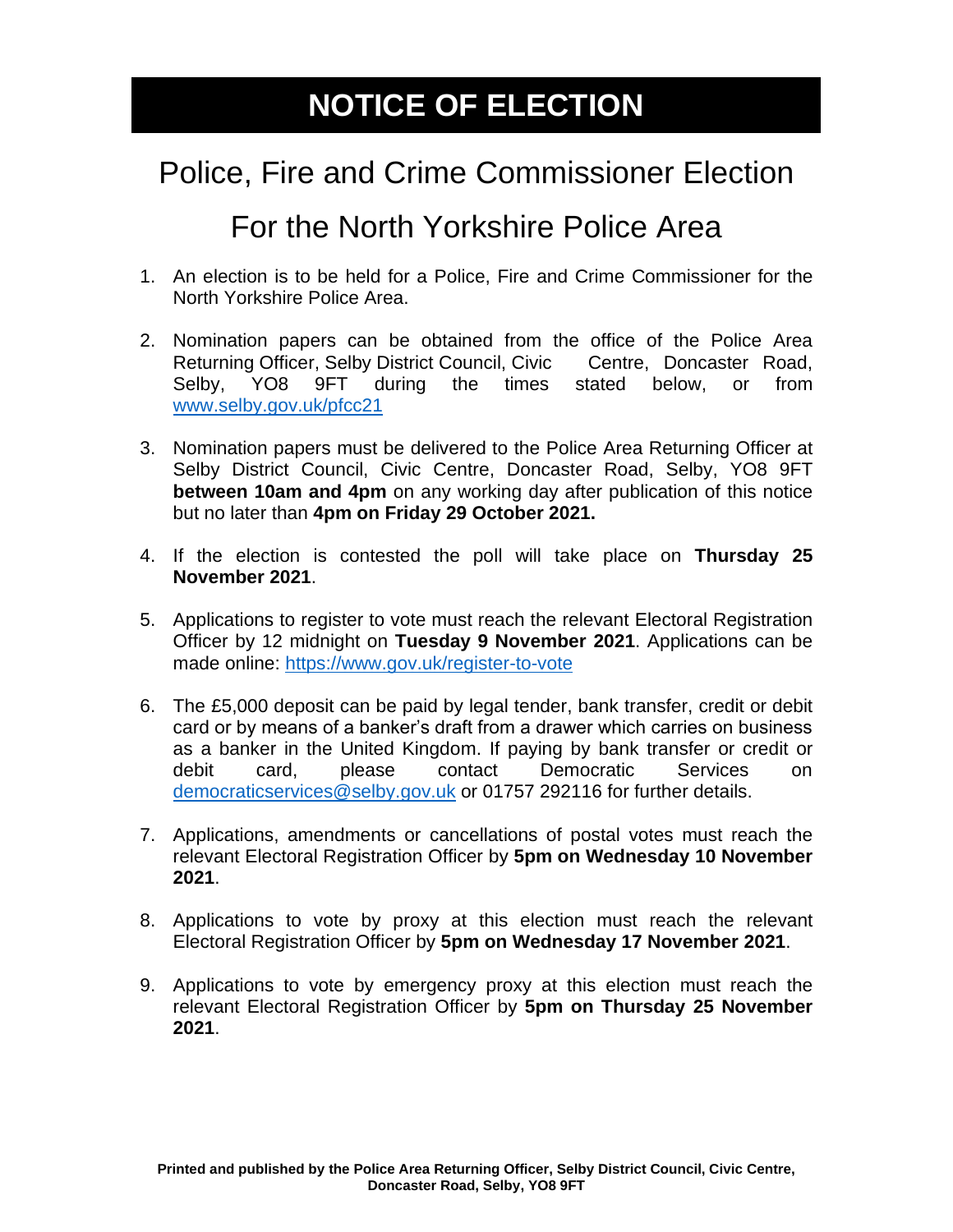# NOTICE OF ELECTION

## Police, Fire and Crime Commissioner Election

## For the North Yorkshire Police Area

1. An election is to be held for a Police, Fire and Crime Commissioner for the North Yorkshire Police Area.

2. Nomination papers can be obtained from the office of the Police Area Returning Officer, Selby District Council, Civic Centre, Doncaster Road, Selby, YO8 9FT during the times stated below, or from [www.selby.gov.uk/pfcc21](www.selby.gov.uk/pfcc21)

3. Nomination papers must be delivered to the Police Area Returning Officer at Selby District Council, Civic Centre, Doncaster Road, Selby, YO8 9FT **between 10am and 4pm** on any working day after publication of this notice but no later than **4pm on Friday 29 October 2021.**

4. If the election is contested the poll will take place on **Thursday 25 November 2021**.

5. Applications to register to vote must reach the relevant Electoral Registration Officer by 12 midnight on **Tuesday 9 November 2021**. Applications can be made online: [https://www.gov.uk/register-to-vote](https://www.gov.uk/register-to-vote)

6. The £5,000 deposit can be paid by legal tender, bank transfer, credit or debit card or by means of a banker's draft from a drawer which carries on business as a banker in the United Kingdom. If paying by bank transfer or credit or debit card, please contact Democratic Services on [democraticservices@selby.gov.uk](mailto:democraticservices@selby.gov.uk) or 01757 292116 for further details.

7. Applications, amendments or cancellations of postal votes must reach the relevant Electoral Registration Officer by **5pm on Wednesday 10 November 2021**.

8. Applications to vote by proxy at this election must reach the relevant Electoral Registration Officer by **5pm on Wednesday 17 November 2021**.

9. Applications to vote by emergency proxy at this election must reach the relevant Electoral Registration Officer by **5pm on Thursday 25 November 2021**.

**Printed and published by the Police Area Returning Officer, Selby District Council, Civic Centre, Doncaster Road, Selby, YO8 9FT**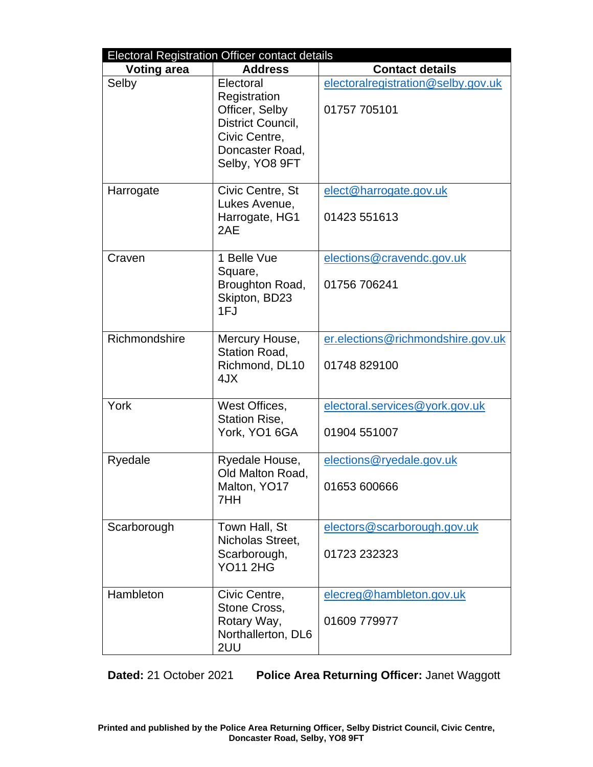| Electoral Registration Officer contact details | | |
|---|---|---|
| **Voting area** | **Address** | **Contact details** |
| Selby | Electoral Registration Officer, Selby District Council, Civic Centre, Doncaster Road, Selby, YO8 9FT | electoralregistration@selby.gov.uk<br><br>01757 705101 |
| Harrogate | Civic Centre, St Lukes Avenue, Harrogate, HG1 2AE | elect@harrogate.gov.uk<br><br>01423 551613 |
| Craven | 1 Belle Vue Square, Broughton Road, Skipton, BD23 1FJ | elections@cravendc.gov.uk<br><br>01756 706241 |
| Richmondshire | Mercury House, Station Road, Richmond, DL10 4JX | er.elections@richmondshire.gov.uk<br><br>01748 829100 |
| York | West Offices, Station Rise, York, YO1 6GA | electoral.services@york.gov.uk<br><br>01904 551007 |
| Ryedale | Ryedale House, Old Malton Road, Malton, YO17 7HH | elections@ryedale.gov.uk<br><br>01653 600666 |
| Scarborough | Town Hall, St Nicholas Street, Scarborough, YO11 2HG | electors@scarborough.gov.uk<br><br>01723 232323 |
| Hambleton | Civic Centre, Stone Cross, Rotary Way, Northallerton, DL6 2UU | elecreg@hambleton.gov.uk<br><br>01609 779977 |

**Dated:** 21 October 2021 **Police Area Returning Officer:** Janet Waggott

**Printed and published by the Police Area Returning Officer, Selby District Council, Civic Centre, Doncaster Road, Selby, YO8 9FT**